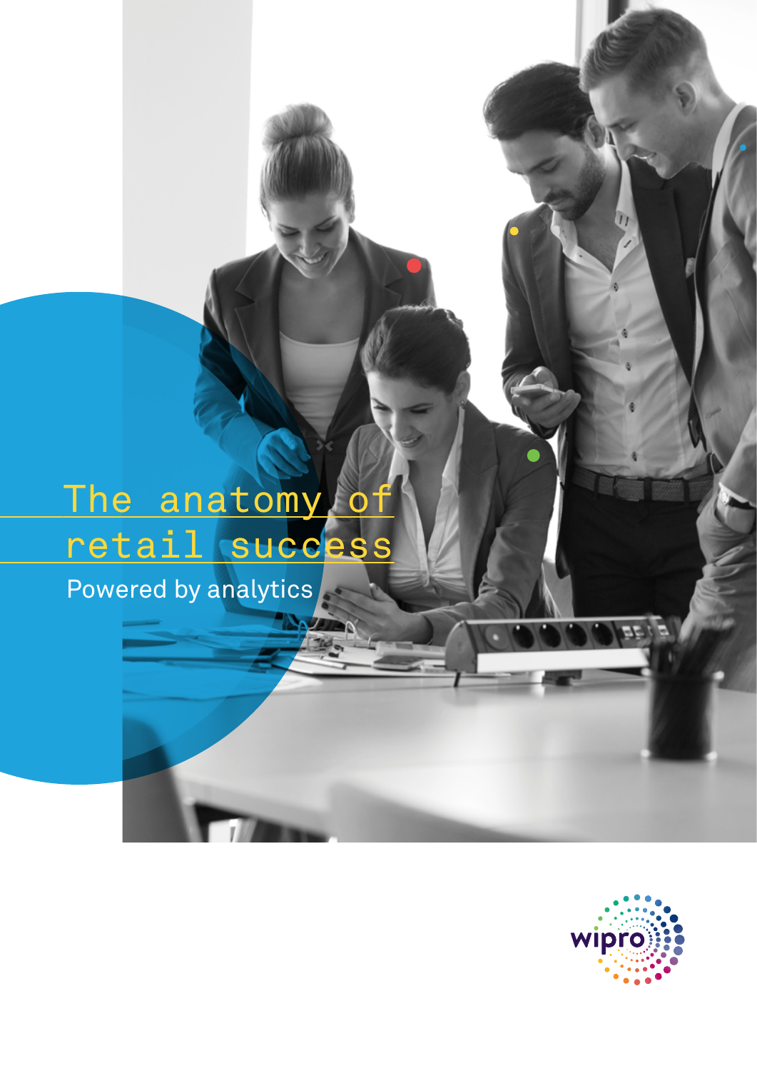# The anatomy of retail success

Powered by analytics

wipro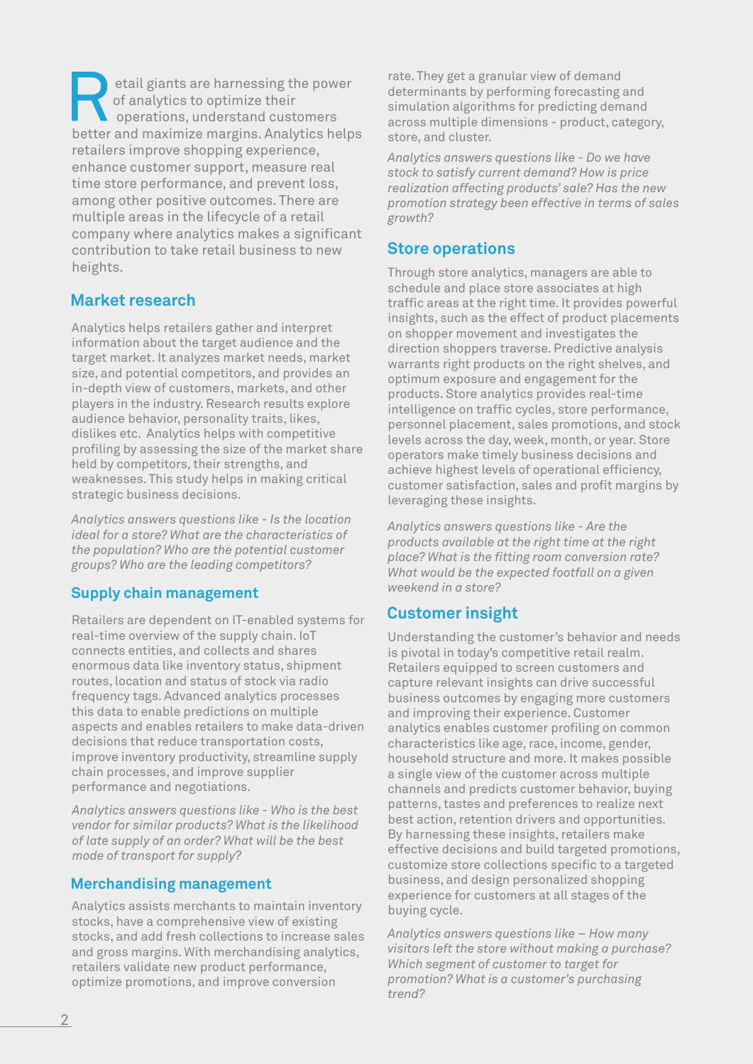Retail giants are harnessing the power of analytics to optimize their operations, understand customers better and maximize margins. Analytics helps retailers improve shopping experience, enhance customer support, measure real time store performance, and prevent loss, among other positive outcomes. There are multiple areas in the lifecycle of a retail company where analytics makes a significant contribution to take retail business to new heights.

## Market research

Analytics helps retailers gather and interpret information about the target audience and the target market. It analyzes market needs, market size, and potential competitors, and provides an in-depth view of customers, markets, and other players in the industry. Research results explore audience behavior, personality traits, likes, dislikes etc. Analytics helps with competitive profiling by assessing the size of the market share held by competitors, their strengths, and weaknesses. This study helps in making critical strategic business decisions.

*Analytics answers questions like - Is the location ideal for a store? What are the characteristics of the population? Who are the potential customer groups? Who are the leading competitors?*

## Supply chain management

Retailers are dependent on IT-enabled systems for real-time overview of the supply chain. IoT connects entities, and collects and shares enormous data like inventory status, shipment routes, location and status of stock via radio frequency tags. Advanced analytics processes this data to enable predictions on multiple aspects and enables retailers to make data-driven decisions that reduce transportation costs, improve inventory productivity, streamline supply chain processes, and improve supplier performance and negotiations.

*Analytics answers questions like - Who is the best vendor for similar products? What is the likelihood of late supply of an order? What will be the best mode of transport for supply?*

## Merchandising management

Analytics assists merchants to maintain inventory stocks, have a comprehensive view of existing stocks, and add fresh collections to increase sales and gross margins. With merchandising analytics, retailers validate new product performance, optimize promotions, and improve conversion rate. They get a granular view of demand determinants by performing forecasting and simulation algorithms for predicting demand across multiple dimensions - product, category, store, and cluster.

*Analytics answers questions like - Do we have stock to satisfy current demand? How is price realization affecting products' sale? Has the new promotion strategy been effective in terms of sales growth?*

## Store operations

Through store analytics, managers are able to schedule and place store associates at high traffic areas at the right time. It provides powerful insights, such as the effect of product placements on shopper movement and investigates the direction shoppers traverse. Predictive analysis warrants right products on the right shelves, and optimum exposure and engagement for the products. Store analytics provides real-time intelligence on traffic cycles, store performance, personnel placement, sales promotions, and stock levels across the day, week, month, or year. Store operators make timely business decisions and achieve highest levels of operational efficiency, customer satisfaction, sales and profit margins by leveraging these insights.

*Analytics answers questions like - Are the products available at the right time at the right place? What is the fitting room conversion rate? What would be the expected footfall on a given weekend in a store?*

## Customer insight

Understanding the customer's behavior and needs is pivotal in today's competitive retail realm. Retailers equipped to screen customers and capture relevant insights can drive successful business outcomes by engaging more customers and improving their experience. Customer analytics enables customer profiling on common characteristics like age, race, income, gender, household structure and more. It makes possible a single view of the customer across multiple channels and predicts customer behavior, buying patterns, tastes and preferences to realize next best action, retention drivers and opportunities. By harnessing these insights, retailers make effective decisions and build targeted promotions, customize store collections specific to a targeted business, and design personalized shopping experience for customers at all stages of the buying cycle.

*Analytics answers questions like – How many visitors left the store without making a purchase? Which segment of customer to target for promotion? What is a customer's purchasing trend?*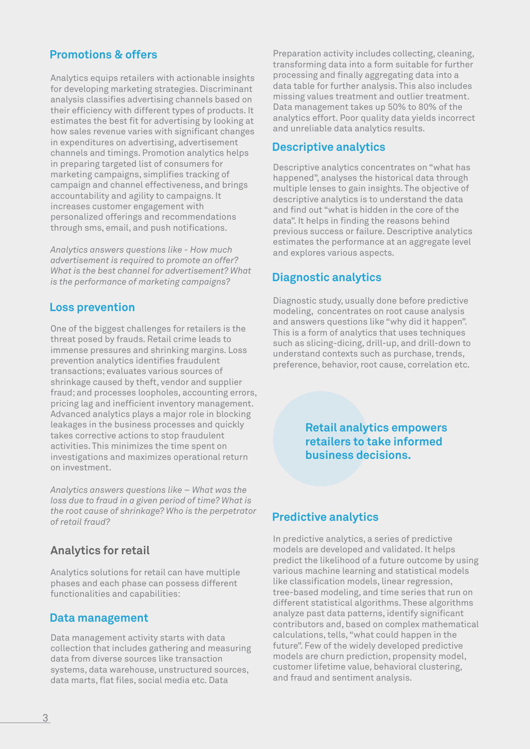## Promotions & offers

Analytics equips retailers with actionable insights for developing marketing strategies. Discriminant analysis classifies advertising channels based on their efficiency with different types of products. It estimates the best fit for advertising by looking at how sales revenue varies with significant changes in expenditures on advertising, advertisement channels and timings. Promotion analytics helps in preparing targeted list of consumers for marketing campaigns, simplifies tracking of campaign and channel effectiveness, and brings accountability and agility to campaigns. It increases customer engagement with personalized offerings and recommendations through sms, email, and push notifications.

*Analytics answers questions like - How much advertisement is required to promote an offer? What is the best channel for advertisement? What is the performance of marketing campaigns?*

## Loss prevention

One of the biggest challenges for retailers is the threat posed by frauds. Retail crime leads to immense pressures and shrinking margins. Loss prevention analytics identifies fraudulent transactions; evaluates various sources of shrinkage caused by theft, vendor and supplier fraud; and processes loopholes, accounting errors, pricing lag and inefficient inventory management. Advanced analytics plays a major role in blocking leakages in the business processes and quickly takes corrective actions to stop fraudulent activities. This minimizes the time spent on investigations and maximizes operational return on investment.

*Analytics answers questions like – What was the loss due to fraud in a given period of time? What is the root cause of shrinkage? Who is the perpetrator of retail fraud?*

## Analytics for retail

Analytics solutions for retail can have multiple phases and each phase can possess different functionalities and capabilities:

### Data management

Data management activity starts with data collection that includes gathering and measuring data from diverse sources like transaction systems, data warehouse, unstructured sources, data marts, flat files, social media etc. Data Preparation activity includes collecting, cleaning, transforming data into a form suitable for further processing and finally aggregating data into a data table for further analysis. This also includes missing values treatment and outlier treatment. Data management takes up 50% to 80% of the analytics effort. Poor quality data yields incorrect and unreliable data analytics results.

### Descriptive analytics

Descriptive analytics concentrates on "what has happened", analyses the historical data through multiple lenses to gain insights. The objective of descriptive analytics is to understand the data and find out "what is hidden in the core of the data". It helps in finding the reasons behind previous success or failure. Descriptive analytics estimates the performance at an aggregate level and explores various aspects.

### Diagnostic analytics

Diagnostic study, usually done before predictive modeling, concentrates on root cause analysis and answers questions like "why did it happen". This is a form of analytics that uses techniques such as slicing-dicing, drill-up, and drill-down to understand contexts such as purchase, trends, preference, behavior, root cause, correlation etc.

**Retail analytics empowers retailers to take informed business decisions.**

### Predictive analytics

In predictive analytics, a series of predictive models are developed and validated. It helps predict the likelihood of a future outcome by using various machine learning and statistical models like classification models, linear regression, tree-based modeling, and time series that run on different statistical algorithms. These algorithms analyze past data patterns, identify significant contributors and, based on complex mathematical calculations, tells, "what could happen in the future". Few of the widely developed predictive models are churn prediction, propensity model, customer lifetime value, behavioral clustering, and fraud and sentiment analysis.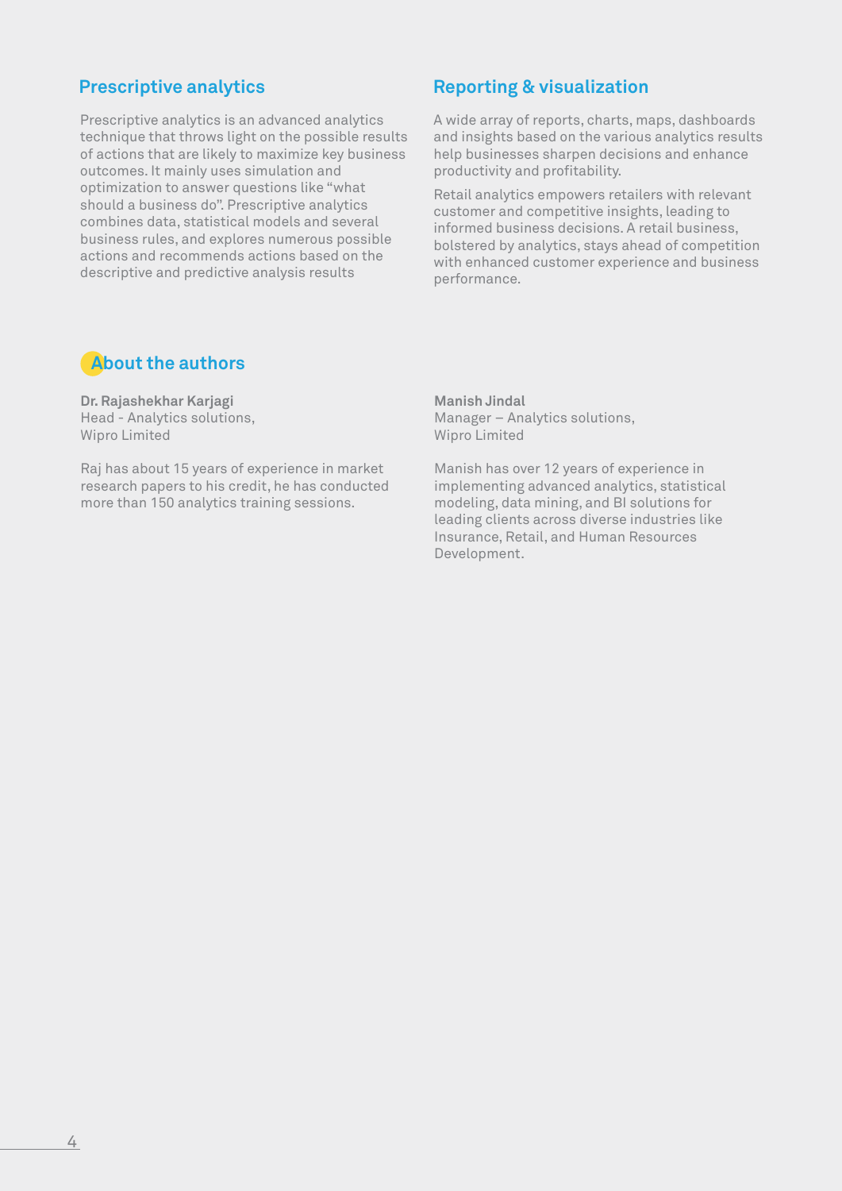## Prescriptive analytics

Prescriptive analytics is an advanced analytics technique that throws light on the possible results of actions that are likely to maximize key business outcomes. It mainly uses simulation and optimization to answer questions like “what should a business do”. Prescriptive analytics combines data, statistical models and several business rules, and explores numerous possible actions and recommends actions based on the descriptive and predictive analysis results

## Reporting & visualization

A wide array of reports, charts, maps, dashboards and insights based on the various analytics results help businesses sharpen decisions and enhance productivity and profitability.

Retail analytics empowers retailers with relevant customer and competitive insights, leading to informed business decisions. A retail business, bolstered by analytics, stays ahead of competition with enhanced customer experience and business performance.

## About the authors

**Dr. Rajashekhar Karjagi**
Head - Analytics solutions,
Wipro Limited

Raj has about 15 years of experience in market research papers to his credit, he has conducted more than 150 analytics training sessions.

**Manish Jindal**
Manager – Analytics solutions,
Wipro Limited

Manish has over 12 years of experience in implementing advanced analytics, statistical modeling, data mining, and BI solutions for leading clients across diverse industries like Insurance, Retail, and Human Resources Development.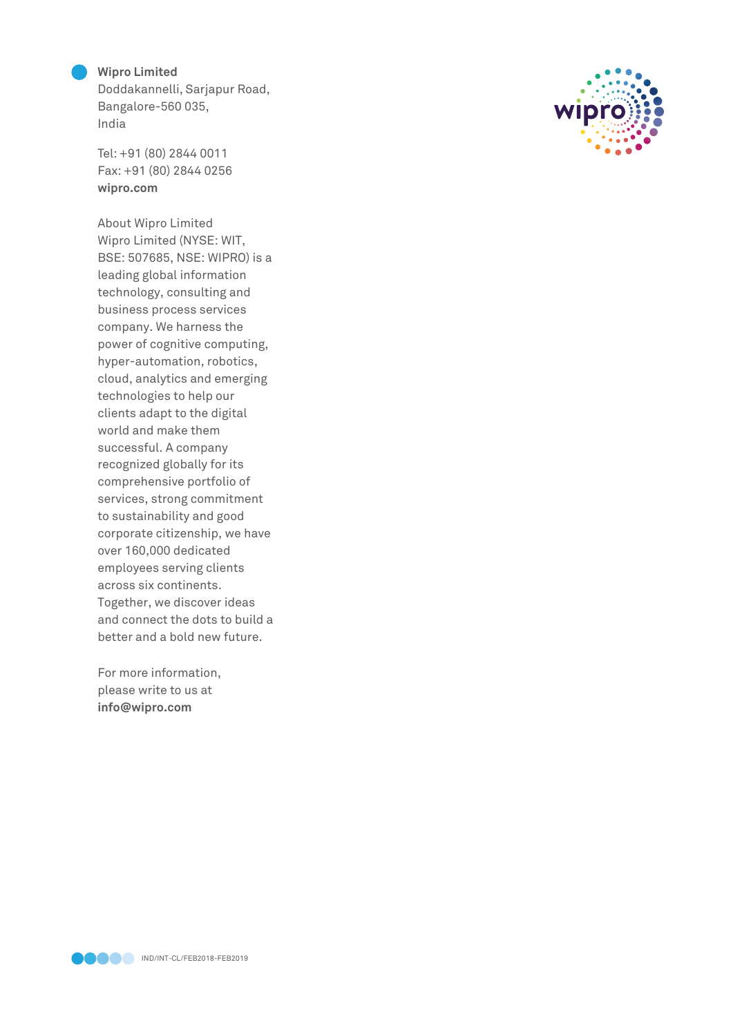**Wipro Limited**
Doddakannelli, Sarjapur Road,
Bangalore-560 035,
India

Tel: +91 (80) 2844 0011
Fax: +91 (80) 2844 0256
**wipro.com**

About Wipro Limited
Wipro Limited (NYSE: WIT, BSE: 507685, NSE: WIPRO) is a leading global information technology, consulting and business process services company. We harness the power of cognitive computing, hyper-automation, robotics, cloud, analytics and emerging technologies to help our clients adapt to the digital world and make them successful. A company recognized globally for its comprehensive portfolio of services, strong commitment to sustainability and good corporate citizenship, we have over 160,000 dedicated employees serving clients across six continents. Together, we discover ideas and connect the dots to build a better and a bold new future.

For more information, please write to us at **info@wipro.com**

IND/INT-CL/FEB2018-FEB2019